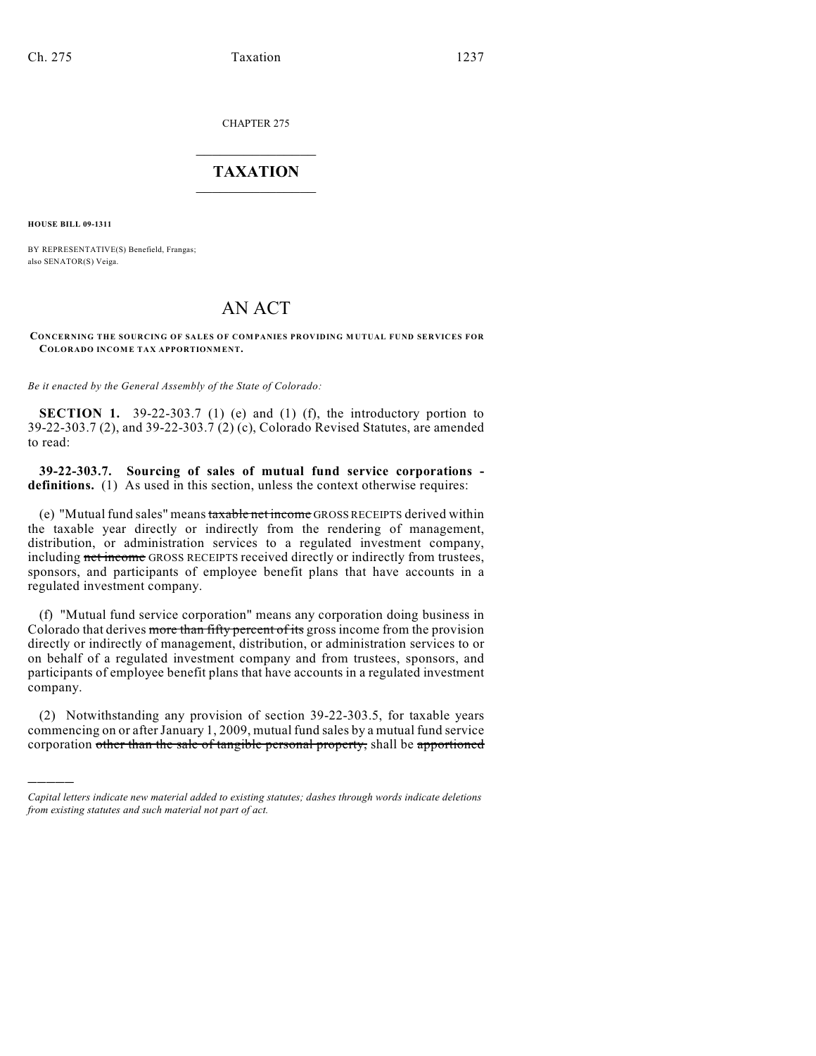CHAPTER 275

# TAXATION

**HOUSE BILL 09-1311**

BY REPRESENTATIVE(S) Benefield, Frangas;
also SENATOR(S) Veiga.

# AN ACT

**CONCERNING THE SOURCING OF SALES OF COMPANIES PROVIDING MUTUAL FUND SERVICES FOR COLORADO INCOME TAX APPORTIONMENT.**

*Be it enacted by the General Assembly of the State of Colorado:*

**SECTION 1.** 39-22-303.7 (1) (e) and (1) (f), the introductory portion to 39-22-303.7 (2), and 39-22-303.7 (2) (c), Colorado Revised Statutes, are amended to read:

**39-22-303.7. Sourcing of sales of mutual fund service corporations - definitions.** (1) As used in this section, unless the context otherwise requires:

(e) "Mutual fund sales" means ~~taxable net income~~ GROSS RECEIPTS derived within the taxable year directly or indirectly from the rendering of management, distribution, or administration services to a regulated investment company, including ~~net income~~ GROSS RECEIPTS received directly or indirectly from trustees, sponsors, and participants of employee benefit plans that have accounts in a regulated investment company.

(f) "Mutual fund service corporation" means any corporation doing business in Colorado that derives ~~more than fifty percent of its~~ gross income from the provision directly or indirectly of management, distribution, or administration services to or on behalf of a regulated investment company and from trustees, sponsors, and participants of employee benefit plans that have accounts in a regulated investment company.

(2) Notwithstanding any provision of section 39-22-303.5, for taxable years commencing on or after January 1, 2009, mutual fund sales by a mutual fund service corporation ~~other than the sale of tangible personal property,~~ shall be ~~apportioned~~

---

*Capital letters indicate new material added to existing statutes; dashes through words indicate deletions from existing statutes and such material not part of act.*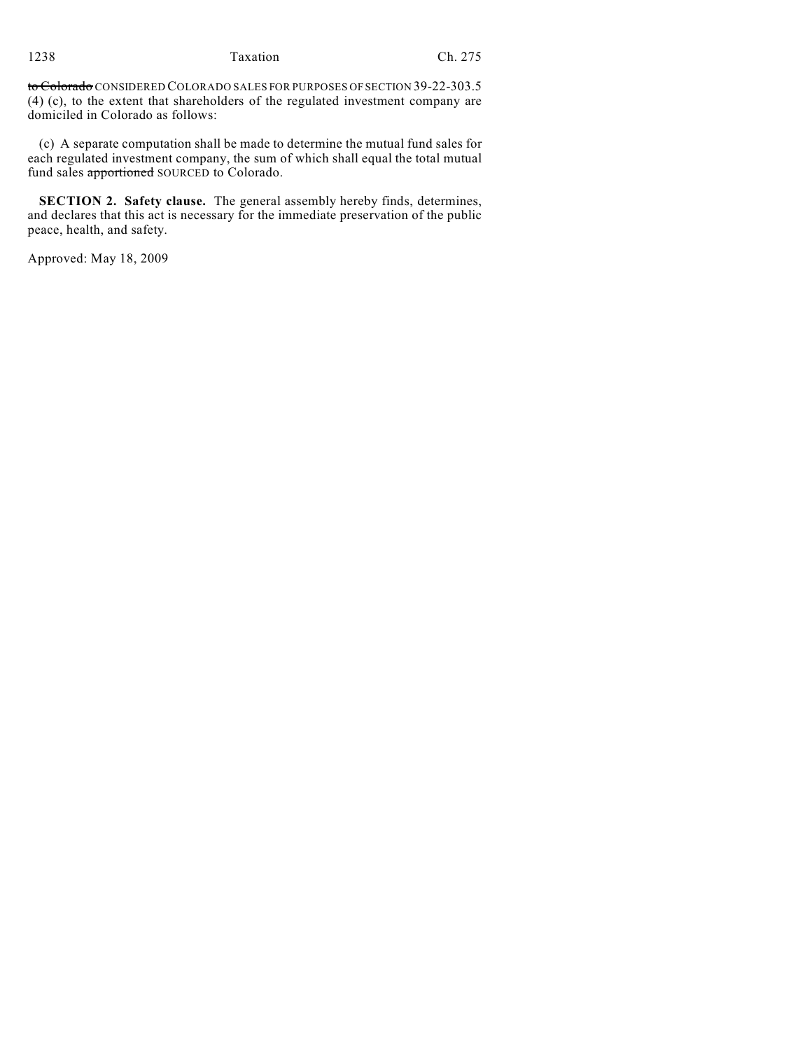~~to Colorado~~ CONSIDERED COLORADO SALES FOR PURPOSES OF SECTION 39-22-303.5 (4) (c), to the extent that shareholders of the regulated investment company are domiciled in Colorado as follows:

(c) A separate computation shall be made to determine the mutual fund sales for each regulated investment company, the sum of which shall equal the total mutual fund sales ~~apportioned~~ SOURCED to Colorado.

**SECTION 2. Safety clause.** The general assembly hereby finds, determines, and declares that this act is necessary for the immediate preservation of the public peace, health, and safety.

Approved: May 18, 2009